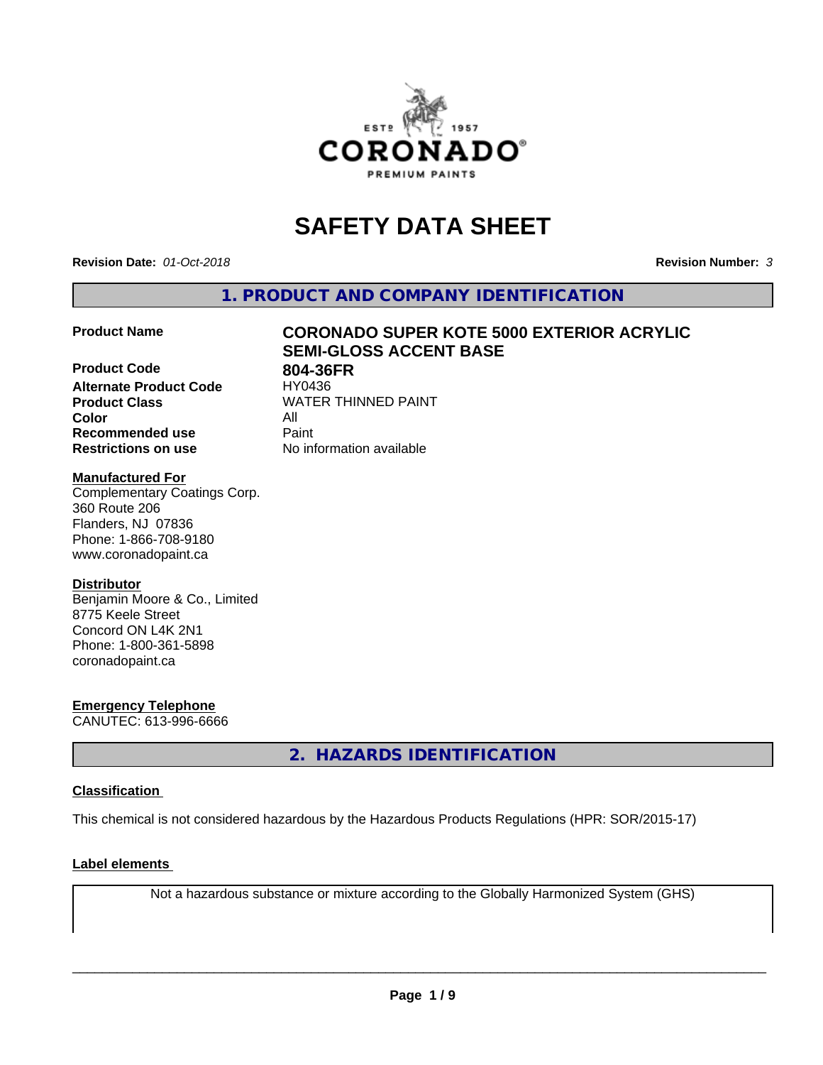# SAFETY DATA SHEET

**Revision Date:** *01-Oct-2018*

**Revision Number:** *3*

## 1. PRODUCT AND COMPANY IDENTIFICATION

| | |
|---|---|
| **Product Name** | **CORONADO SUPER KOTE 5000 EXTERIOR ACRYLIC SEMI-GLOSS ACCENT BASE** |
| **Product Code** | **804-36FR** |
| **Alternate Product Code** | HY0436 |
| **Product Class** | WATER THINNED PAINT |
| **Color** | All |
| **Recommended use** | Paint |
| **Restrictions on use** | No information available |

**Manufactured For**
Complementary Coatings Corp.
360 Route 206
Flanders, NJ 07836
Phone: 1-866-708-9180
www.coronadopaint.ca

**Distributor**
Benjamin Moore & Co., Limited
8775 Keele Street
Concord ON L4K 2N1
Phone: 1-800-361-5898
coronadopaint.ca

**Emergency Telephone**
CANUTEC: 613-996-6666

## 2. HAZARDS IDENTIFICATION

**Classification**

This chemical is not considered hazardous by the Hazardous Products Regulations (HPR: SOR/2015-17)

**Label elements**

Not a hazardous substance or mixture according to the Globally Harmonized System (GHS)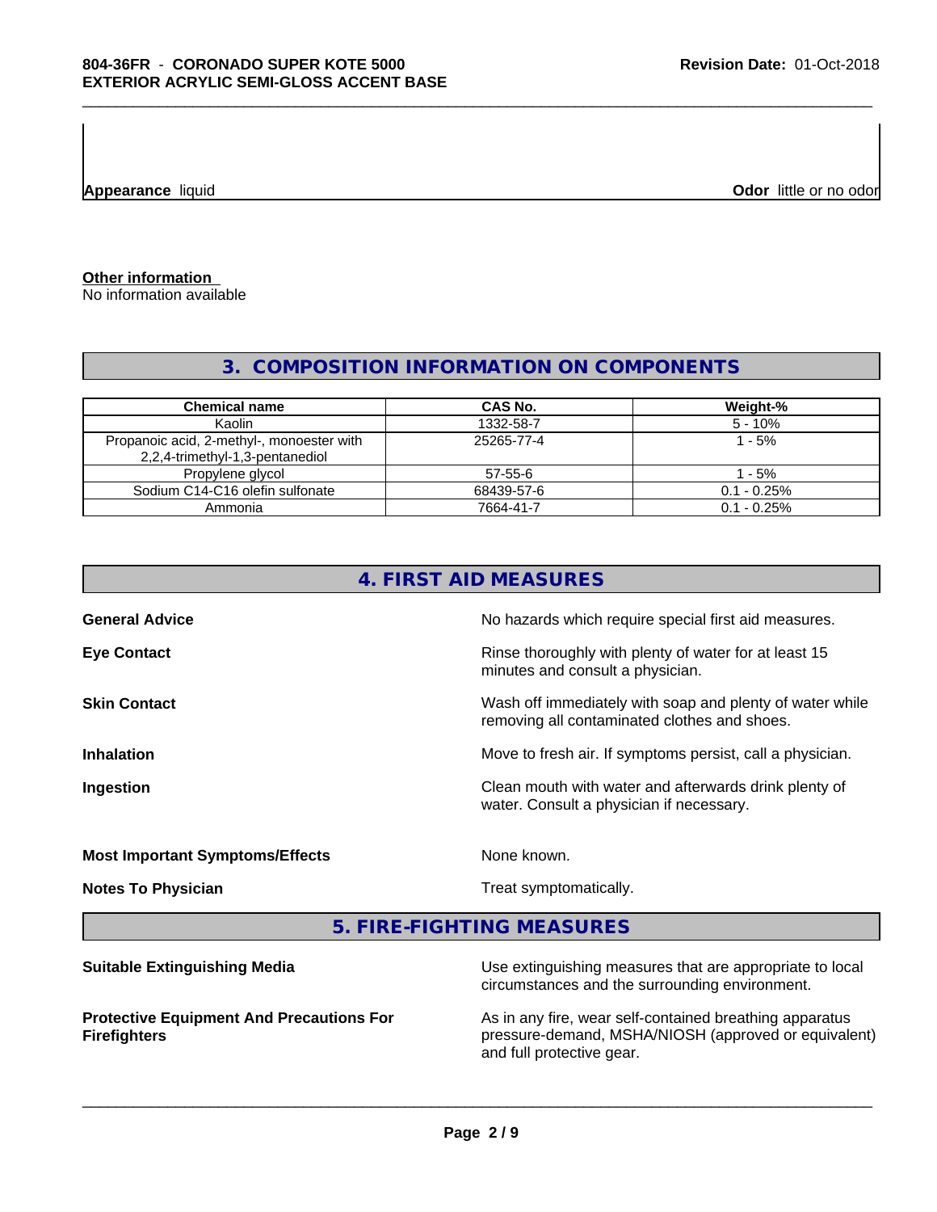| Appearance liquid | Odor little or no odor |
|---|---|

**Other information**
No information available

## 3. COMPOSITION INFORMATION ON COMPONENTS

| Chemical name | CAS No. | Weight-% |
|---|---|---|
| Kaolin | 1332-58-7 | 5 - 10% |
| Propanoic acid, 2-methyl-, monoester with 2,2,4-trimethyl-1,3-pentanediol | 25265-77-4 | 1 - 5% |
| Propylene glycol | 57-55-6 | 1 - 5% |
| Sodium C14-C16 olefin sulfonate | 68439-57-6 | 0.1 - 0.25% |
| Ammonia | 7664-41-7 | 0.1 - 0.25% |

## 4. FIRST AID MEASURES

**General Advice** — No hazards which require special first aid measures.

**Eye Contact** — Rinse thoroughly with plenty of water for at least 15 minutes and consult a physician.

**Skin Contact** — Wash off immediately with soap and plenty of water while removing all contaminated clothes and shoes.

**Inhalation** — Move to fresh air. If symptoms persist, call a physician.

**Ingestion** — Clean mouth with water and afterwards drink plenty of water. Consult a physician if necessary.

**Most Important Symptoms/Effects** — None known.

**Notes To Physician** — Treat symptomatically.

## 5. FIRE-FIGHTING MEASURES

**Suitable Extinguishing Media** — Use extinguishing measures that are appropriate to local circumstances and the surrounding environment.

**Protective Equipment And Precautions For Firefighters** — As in any fire, wear self-contained breathing apparatus pressure-demand, MSHA/NIOSH (approved or equivalent) and full protective gear.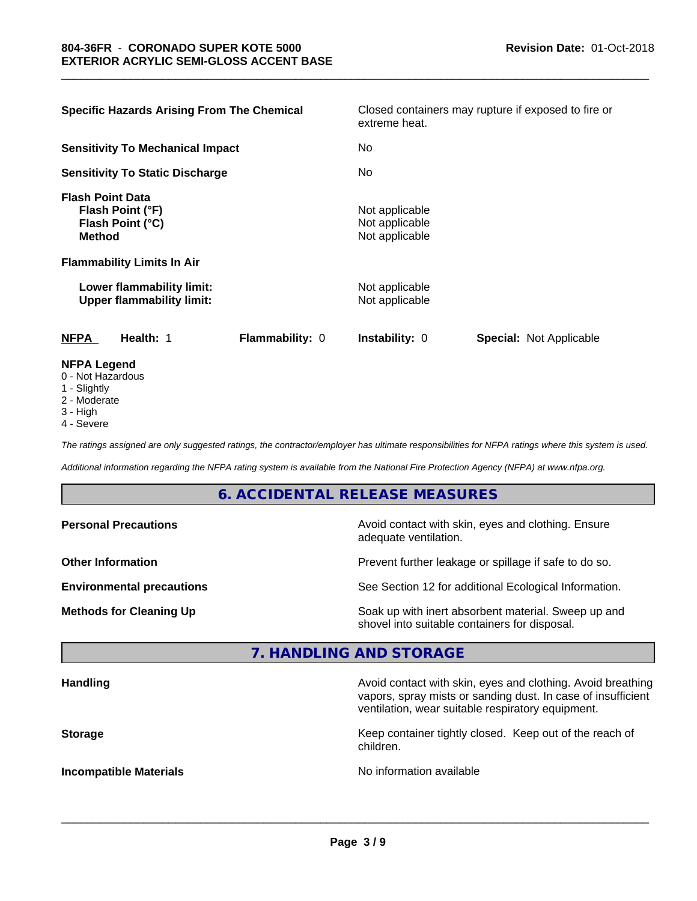| | |
|---|---|
| **Specific Hazards Arising From The Chemical** | Closed containers may rupture if exposed to fire or extreme heat. |
| **Sensitivity To Mechanical Impact** | No |
| **Sensitivity To Static Discharge** | No |
| **Flash Point Data** | |
| **Flash Point (°F)** | Not applicable |
| **Flash Point (°C)** | Not applicable |
| **Method** | Not applicable |
| **Flammability Limits In Air** | |
| **Lower flammability limit:** | Not applicable |
| **Upper flammability limit:** | Not applicable |

| NFPA | Health: 1 | Flammability: 0 | Instability: 0 | Special: Not Applicable |
|---|---|---|---|---|

**NFPA Legend**

- 0 - Not Hazardous
- 1 - Slightly
- 2 - Moderate
- 3 - High
- 4 - Severe

*The ratings assigned are only suggested ratings, the contractor/employer has ultimate responsibilities for NFPA ratings where this system is used.*

*Additional information regarding the NFPA rating system is available from the National Fire Protection Agency (NFPA) at www.nfpa.org.*

## 6. ACCIDENTAL RELEASE MEASURES

| | |
|---|---|
| **Personal Precautions** | Avoid contact with skin, eyes and clothing. Ensure adequate ventilation. |
| **Other Information** | Prevent further leakage or spillage if safe to do so. |
| **Environmental precautions** | See Section 12 for additional Ecological Information. |
| **Methods for Cleaning Up** | Soak up with inert absorbent material. Sweep up and shovel into suitable containers for disposal. |

## 7. HANDLING AND STORAGE

| | |
|---|---|
| **Handling** | Avoid contact with skin, eyes and clothing. Avoid breathing vapors, spray mists or sanding dust. In case of insufficient ventilation, wear suitable respiratory equipment. |
| **Storage** | Keep container tightly closed. Keep out of the reach of children. |
| **Incompatible Materials** | No information available |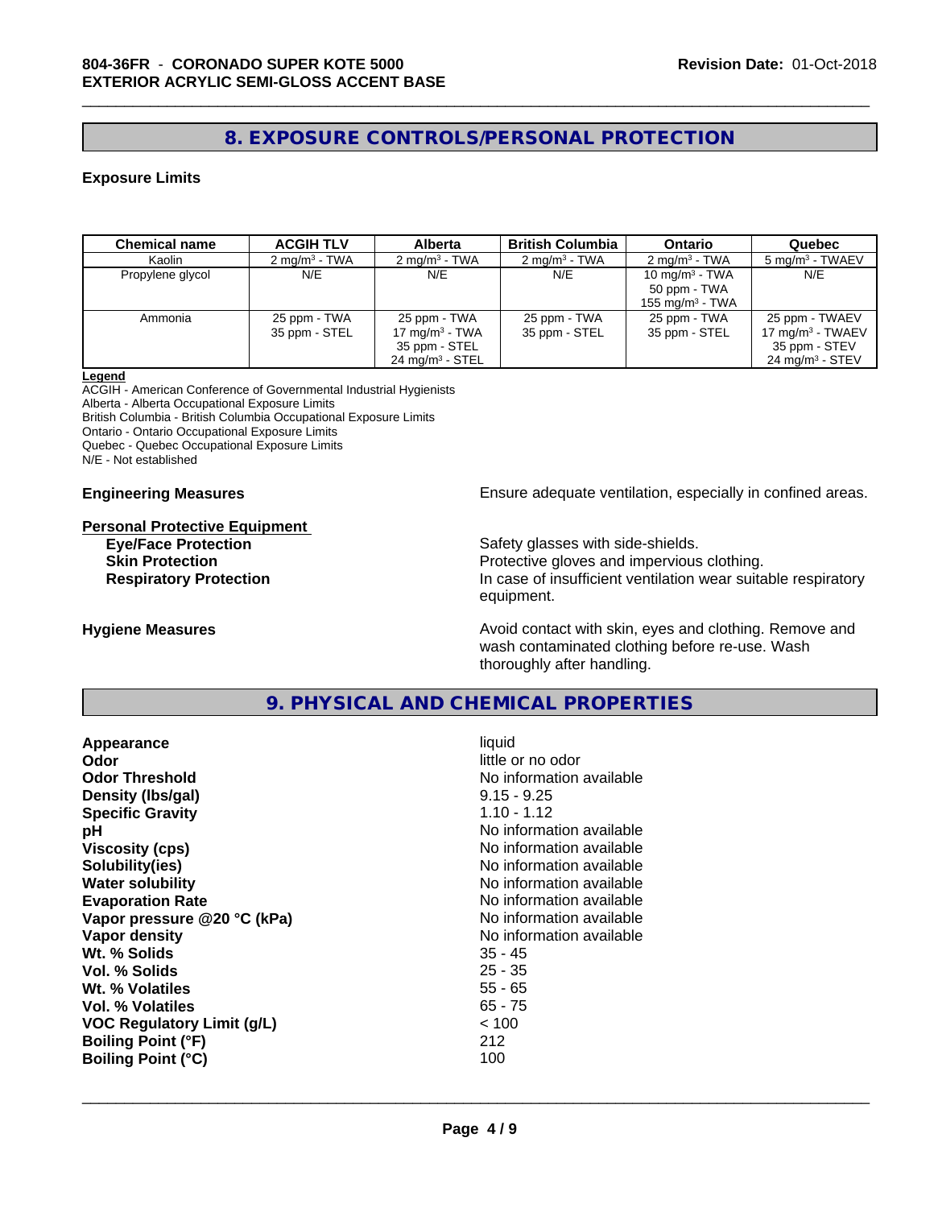## 8. EXPOSURE CONTROLS/PERSONAL PROTECTION

### Exposure Limits

| Chemical name | ACGIH TLV | Alberta | British Columbia | Ontario | Quebec |
|---|---|---|---|---|---|
| Kaolin | 2 mg/m$^3$ - TWA | 2 mg/m$^3$ - TWA | 2 mg/m$^3$ - TWA | 2 mg/m$^3$ - TWA | 5 mg/m$^3$ - TWAEV |
| Propylene glycol | N/E | N/E | N/E | 10 mg/m$^3$ - TWA<br>50 ppm - TWA<br>155 mg/m$^3$ - TWA | N/E |
| Ammonia | 25 ppm - TWA<br>35 ppm - STEL | 25 ppm - TWA<br>17 mg/m$^3$ - TWA<br>35 ppm - STEL<br>24 mg/m$^3$ - STEL | 25 ppm - TWA<br>35 ppm - STEL | 25 ppm - TWA<br>35 ppm - STEL | 25 ppm - TWAEV<br>17 mg/m$^3$ - TWAEV<br>35 ppm - STEV<br>24 mg/m$^3$ - STEV |

**Legend**
ACGIH - American Conference of Governmental Industrial Hygienists
Alberta - Alberta Occupational Exposure Limits
British Columbia - British Columbia Occupational Exposure Limits
Ontario - Ontario Occupational Exposure Limits
Quebec - Quebec Occupational Exposure Limits
N/E - Not established

**Engineering Measures** Ensure adequate ventilation, especially in confined areas.

**Personal Protective Equipment**

**Eye/Face Protection** Safety glasses with side-shields.

**Skin Protection** Protective gloves and impervious clothing.

**Respiratory Protection** In case of insufficient ventilation wear suitable respiratory equipment.

**Hygiene Measures** Avoid contact with skin, eyes and clothing. Remove and wash contaminated clothing before re-use. Wash thoroughly after handling.

## 9. PHYSICAL AND CHEMICAL PROPERTIES

| | |
|---|---|
| **Appearance** | liquid |
| **Odor** | little or no odor |
| **Odor Threshold** | No information available |
| **Density (lbs/gal)** | 9.15 - 9.25 |
| **Specific Gravity** | 1.10 - 1.12 |
| **pH** | No information available |
| **Viscosity (cps)** | No information available |
| **Solubility(ies)** | No information available |
| **Water solubility** | No information available |
| **Evaporation Rate** | No information available |
| **Vapor pressure @20 °C (kPa)** | No information available |
| **Vapor density** | No information available |
| **Wt. % Solids** | 35 - 45 |
| **Vol. % Solids** | 25 - 35 |
| **Wt. % Volatiles** | 55 - 65 |
| **Vol. % Volatiles** | 65 - 75 |
| **VOC Regulatory Limit (g/L)** | < 100 |
| **Boiling Point (°F)** | 212 |
| **Boiling Point (°C)** | 100 |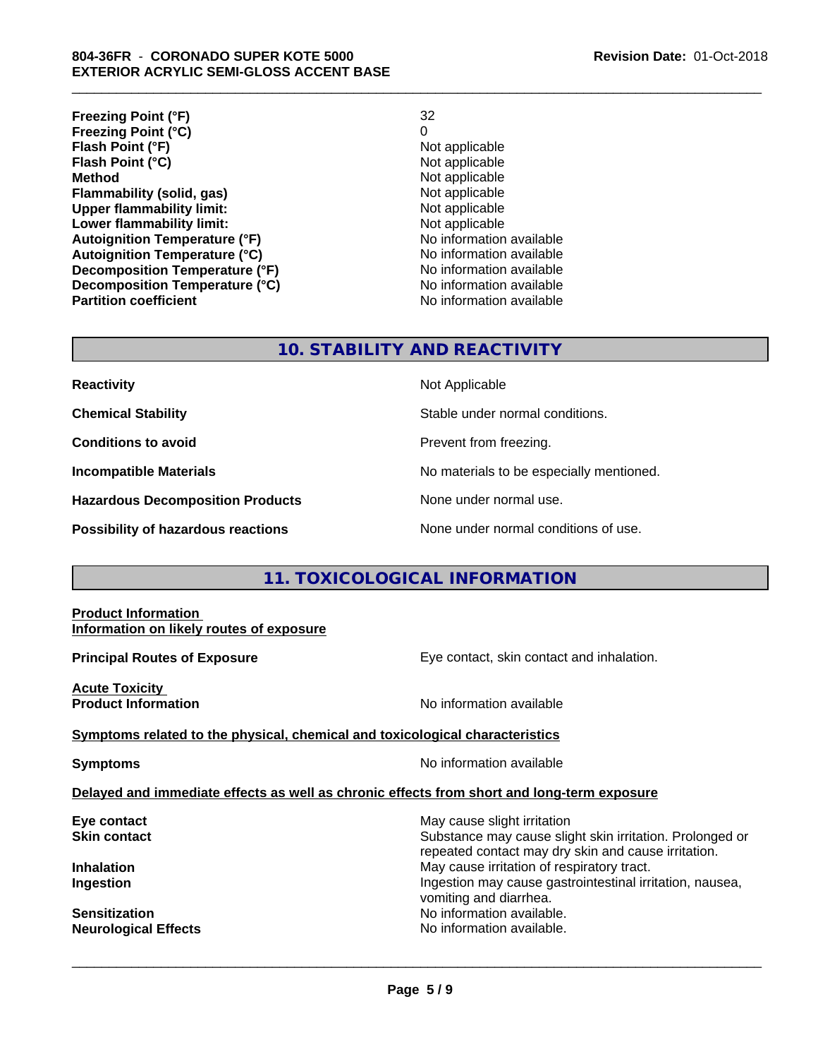| | |
|---|---|
| **Freezing Point (°F)** | 32 |
| **Freezing Point (°C)** | 0 |
| **Flash Point (°F)** | Not applicable |
| **Flash Point (°C)** | Not applicable |
| **Method** | Not applicable |
| **Flammability (solid, gas)** | Not applicable |
| **Upper flammability limit:** | Not applicable |
| **Lower flammability limit:** | Not applicable |
| **Autoignition Temperature (°F)** | No information available |
| **Autoignition Temperature (°C)** | No information available |
| **Decomposition Temperature (°F)** | No information available |
| **Decomposition Temperature (°C)** | No information available |
| **Partition coefficient** | No information available |

## 10. STABILITY AND REACTIVITY

| | |
|---|---|
| **Reactivity** | Not Applicable |
| **Chemical Stability** | Stable under normal conditions. |
| **Conditions to avoid** | Prevent from freezing. |
| **Incompatible Materials** | No materials to be especially mentioned. |
| **Hazardous Decomposition Products** | None under normal use. |
| **Possibility of hazardous reactions** | None under normal conditions of use. |

## 11. TOXICOLOGICAL INFORMATION

**Product Information**

**Information on likely routes of exposure**

**Principal Routes of Exposure** — Eye contact, skin contact and inhalation.

**Acute Toxicity**

**Product Information** — No information available

**Symptoms related to the physical, chemical and toxicological characteristics**

**Symptoms** — No information available

**Delayed and immediate effects as well as chronic effects from short and long-term exposure**

| | |
|---|---|
| **Eye contact** | May cause slight irritation |
| **Skin contact** | Substance may cause slight skin irritation. Prolonged or repeated contact may dry skin and cause irritation. |
| **Inhalation** | May cause irritation of respiratory tract. |
| **Ingestion** | Ingestion may cause gastrointestinal irritation, nausea, vomiting and diarrhea. |
| **Sensitization** | No information available. |
| **Neurological Effects** | No information available. |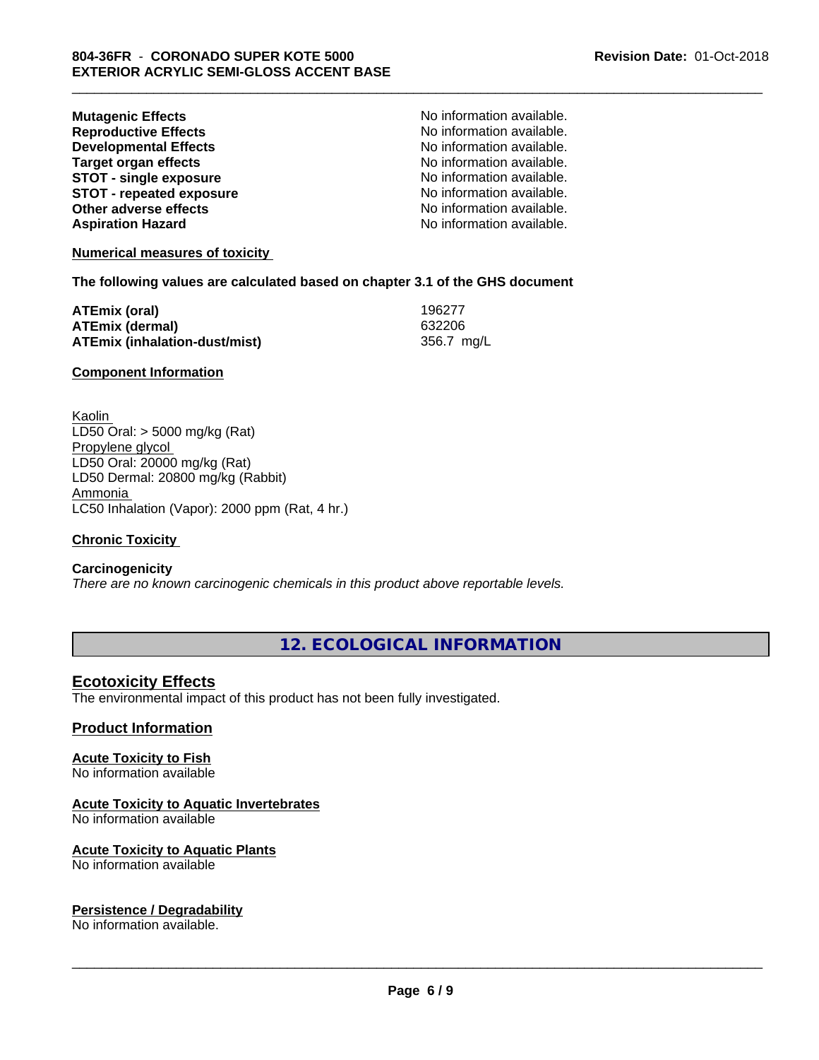| | |
|---|---|
| **Mutagenic Effects** | No information available. |
| **Reproductive Effects** | No information available. |
| **Developmental Effects** | No information available. |
| **Target organ effects** | No information available. |
| **STOT - single exposure** | No information available. |
| **STOT - repeated exposure** | No information available. |
| **Other adverse effects** | No information available. |
| **Aspiration Hazard** | No information available. |

**Numerical measures of toxicity**

**The following values are calculated based on chapter 3.1 of the GHS document**

| | |
|---|---|
| **ATEmix (oral)** | 196277 |
| **ATEmix (dermal)** | 632206 |
| **ATEmix (inhalation-dust/mist)** | 356.7 mg/L |

**Component Information**

Kaolin
LD50 Oral: > 5000 mg/kg (Rat)
Propylene glycol
LD50 Oral: 20000 mg/kg (Rat)
LD50 Dermal: 20800 mg/kg (Rabbit)
Ammonia
LC50 Inhalation (Vapor): 2000 ppm (Rat, 4 hr.)

**Chronic Toxicity**

**Carcinogenicity**
*There are no known carcinogenic chemicals in this product above reportable levels.*

# 12. ECOLOGICAL INFORMATION

## Ecotoxicity Effects
The environmental impact of this product has not been fully investigated.

## Product Information

**Acute Toxicity to Fish**
No information available

**Acute Toxicity to Aquatic Invertebrates**
No information available

**Acute Toxicity to Aquatic Plants**
No information available

**Persistence / Degradability**
No information available.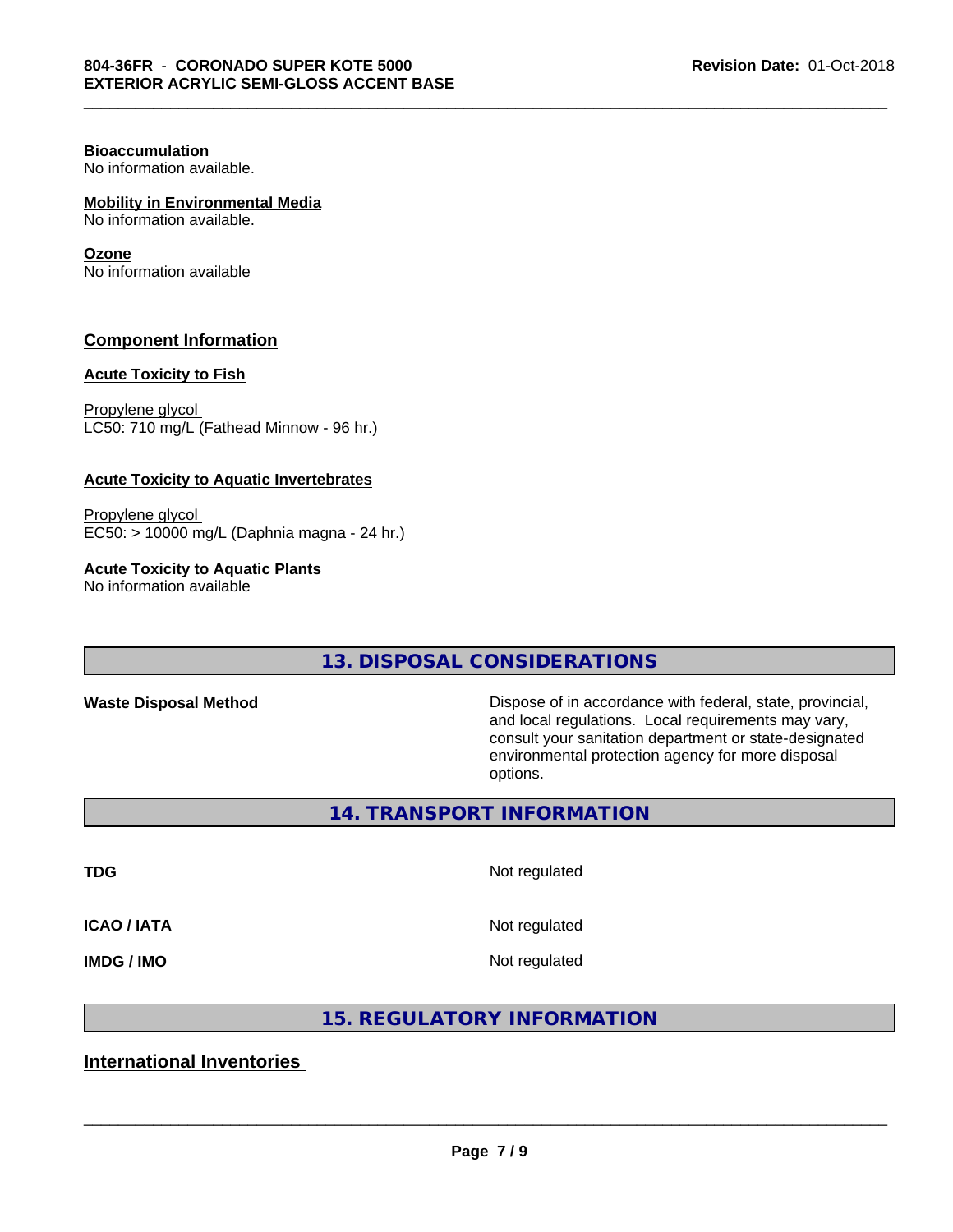**Bioaccumulation**
No information available.

**Mobility in Environmental Media**
No information available.

**Ozone**
No information available

### Component Information

**Acute Toxicity to Fish**

Propylene glycol
LC50: 710 mg/L (Fathead Minnow - 96 hr.)

**Acute Toxicity to Aquatic Invertebrates**

Propylene glycol
EC50: > 10000 mg/L (Daphnia magna - 24 hr.)

**Acute Toxicity to Aquatic Plants**
No information available

## 13. DISPOSAL CONSIDERATIONS

**Waste Disposal Method** — Dispose of in accordance with federal, state, provincial, and local regulations. Local requirements may vary, consult your sanitation department or state-designated environmental protection agency for more disposal options.

## 14. TRANSPORT INFORMATION

| | |
|---|---|
| **TDG** | Not regulated |
| **ICAO / IATA** | Not regulated |
| **IMDG / IMO** | Not regulated |

## 15. REGULATORY INFORMATION

### International Inventories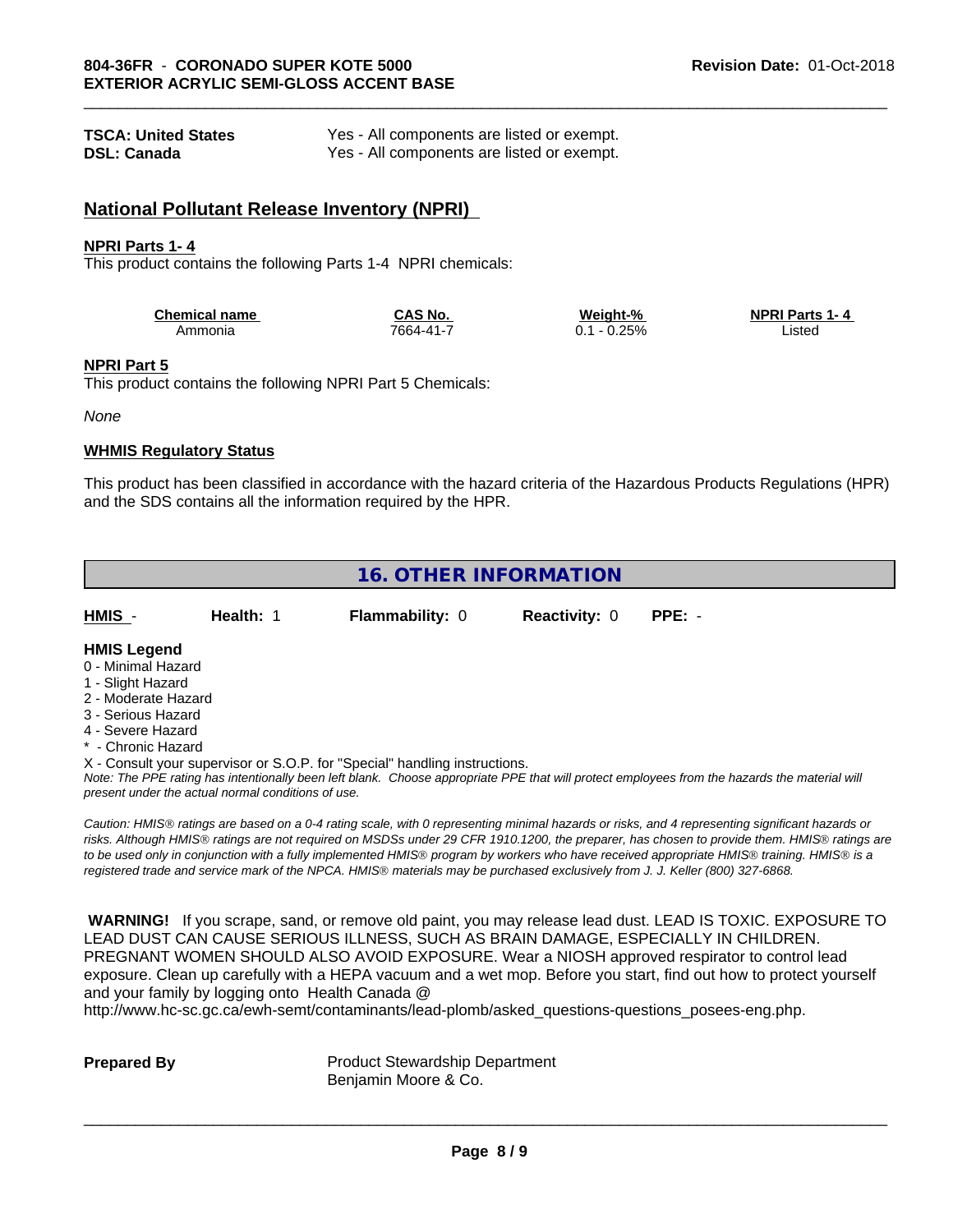| | |
|---|---|
| **TSCA: United States** | Yes - All components are listed or exempt. |
| **DSL: Canada** | Yes - All components are listed or exempt. |

## National Pollutant Release Inventory (NPRI)

**NPRI Parts 1- 4**

This product contains the following Parts 1-4 NPRI chemicals:

| Chemical name | CAS No. | Weight-% | NPRI Parts 1- 4 |
|---|---|---|---|
| Ammonia | 7664-41-7 | 0.1 - 0.25% | Listed |

**NPRI Part 5**

This product contains the following NPRI Part 5 Chemicals:

*None*

**WHMIS Regulatory Status**

This product has been classified in accordance with the hazard criteria of the Hazardous Products Regulations (HPR) and the SDS contains all the information required by the HPR.

## 16. OTHER INFORMATION

| HMIS - | Health: 1 | Flammability: 0 | Reactivity: 0 | PPE: - |
|---|---|---|---|---|

**HMIS Legend**

0 - Minimal Hazard
1 - Slight Hazard
2 - Moderate Hazard
3 - Serious Hazard
4 - Severe Hazard
* - Chronic Hazard
X - Consult your supervisor or S.O.P. for "Special" handling instructions.

*Note: The PPE rating has intentionally been left blank. Choose appropriate PPE that will protect employees from the hazards the material will present under the actual normal conditions of use.*

*Caution: HMIS® ratings are based on a 0-4 rating scale, with 0 representing minimal hazards or risks, and 4 representing significant hazards or risks. Although HMIS® ratings are not required on MSDSs under 29 CFR 1910.1200, the preparer, has chosen to provide them. HMIS® ratings are to be used only in conjunction with a fully implemented HMIS® program by workers who have received appropriate HMIS® training. HMIS® is a registered trade and service mark of the NPCA. HMIS® materials may be purchased exclusively from J. J. Keller (800) 327-6868.*

**WARNING!** If you scrape, sand, or remove old paint, you may release lead dust. LEAD IS TOXIC. EXPOSURE TO LEAD DUST CAN CAUSE SERIOUS ILLNESS, SUCH AS BRAIN DAMAGE, ESPECIALLY IN CHILDREN. PREGNANT WOMEN SHOULD ALSO AVOID EXPOSURE. Wear a NIOSH approved respirator to control lead exposure. Clean up carefully with a HEPA vacuum and a wet mop. Before you start, find out how to protect yourself and your family by logging onto Health Canada @ http://www.hc-sc.gc.ca/ewh-semt/contaminants/lead-plomb/asked_questions-questions_posees-eng.php.

**Prepared By** Product Stewardship Department
Benjamin Moore & Co.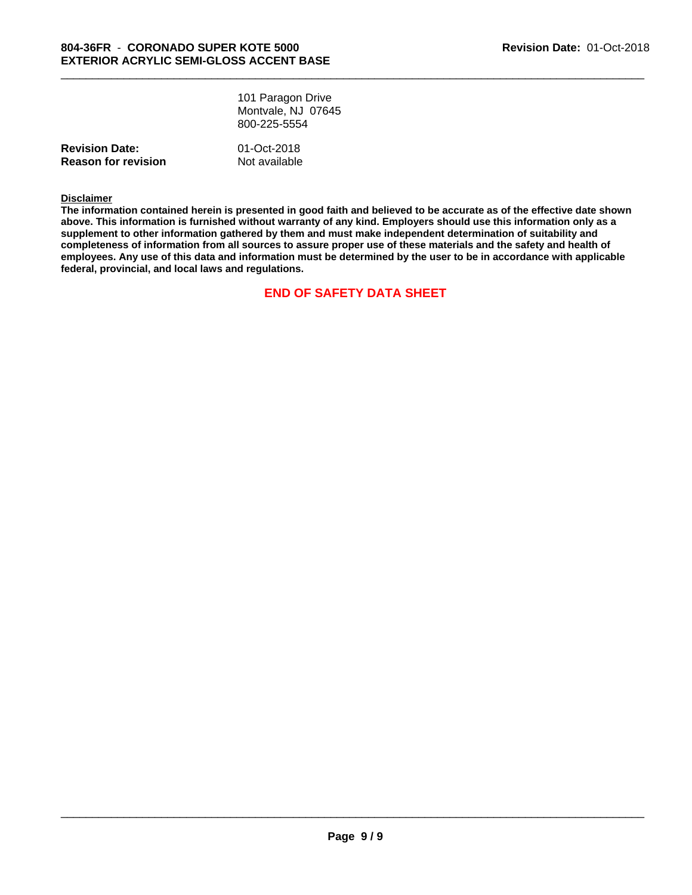101 Paragon Drive
Montvale, NJ 07645
800-225-5554

**Revision Date:** 01-Oct-2018
**Reason for revision** Not available

**Disclaimer**

**The information contained herein is presented in good faith and believed to be accurate as of the effective date shown above. This information is furnished without warranty of any kind. Employers should use this information only as a supplement to other information gathered by them and must make independent determination of suitability and completeness of information from all sources to assure proper use of these materials and the safety and health of employees. Any use of this data and information must be determined by the user to be in accordance with applicable federal, provincial, and local laws and regulations.**

**END OF SAFETY DATA SHEET**